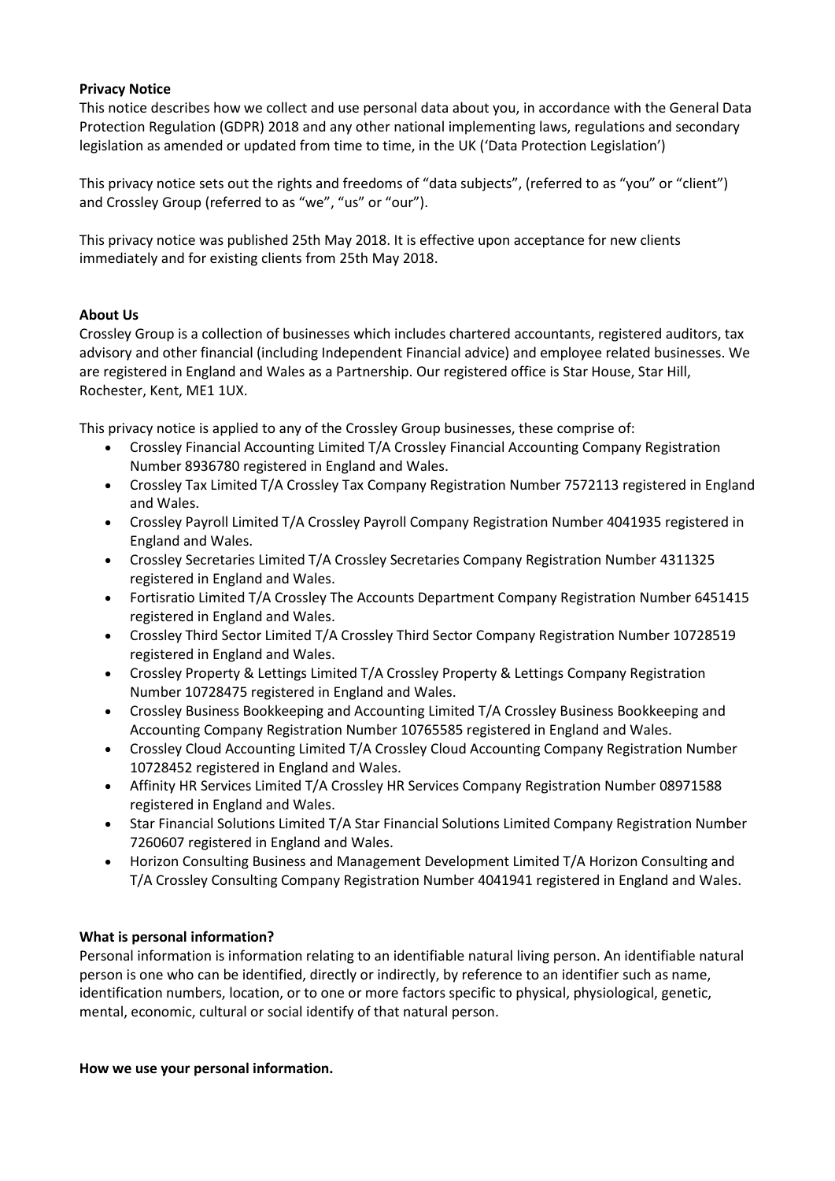**Privacy Notice**

This notice describes how we collect and use personal data about you, in accordance with the General Data Protection Regulation (GDPR) 2018 and any other national implementing laws, regulations and secondary legislation as amended or updated from time to time, in the UK ('Data Protection Legislation')

This privacy notice sets out the rights and freedoms of "data subjects", (referred to as "you" or "client") and Crossley Group (referred to as "we", "us" or "our").

This privacy notice was published 25th May 2018. It is effective upon acceptance for new clients immediately and for existing clients from 25th May 2018.

**About Us**

Crossley Group is a collection of businesses which includes chartered accountants, registered auditors, tax advisory and other financial (including Independent Financial advice) and employee related businesses. We are registered in England and Wales as a Partnership. Our registered office is Star House, Star Hill, Rochester, Kent, ME1 1UX.

This privacy notice is applied to any of the Crossley Group businesses, these comprise of:

- Crossley Financial Accounting Limited T/A Crossley Financial Accounting Company Registration Number 8936780 registered in England and Wales.
- Crossley Tax Limited T/A Crossley Tax Company Registration Number 7572113 registered in England and Wales.
- Crossley Payroll Limited T/A Crossley Payroll Company Registration Number 4041935 registered in England and Wales.
- Crossley Secretaries Limited T/A Crossley Secretaries Company Registration Number 4311325 registered in England and Wales.
- Fortisratio Limited T/A Crossley The Accounts Department Company Registration Number 6451415 registered in England and Wales.
- Crossley Third Sector Limited T/A Crossley Third Sector Company Registration Number 10728519 registered in England and Wales.
- Crossley Property & Lettings Limited T/A Crossley Property & Lettings Company Registration Number 10728475 registered in England and Wales.
- Crossley Business Bookkeeping and Accounting Limited T/A Crossley Business Bookkeeping and Accounting Company Registration Number 10765585 registered in England and Wales.
- Crossley Cloud Accounting Limited T/A Crossley Cloud Accounting Company Registration Number 10728452 registered in England and Wales.
- Affinity HR Services Limited T/A Crossley HR Services Company Registration Number 08971588 registered in England and Wales.
- Star Financial Solutions Limited T/A Star Financial Solutions Limited Company Registration Number 7260607 registered in England and Wales.
- Horizon Consulting Business and Management Development Limited T/A Horizon Consulting and T/A Crossley Consulting Company Registration Number 4041941 registered in England and Wales.

**What is personal information?**

Personal information is information relating to an identifiable natural living person. An identifiable natural person is one who can be identified, directly or indirectly, by reference to an identifier such as name, identification numbers, location, or to one or more factors specific to physical, physiological, genetic, mental, economic, cultural or social identify of that natural person.

**How we use your personal information.**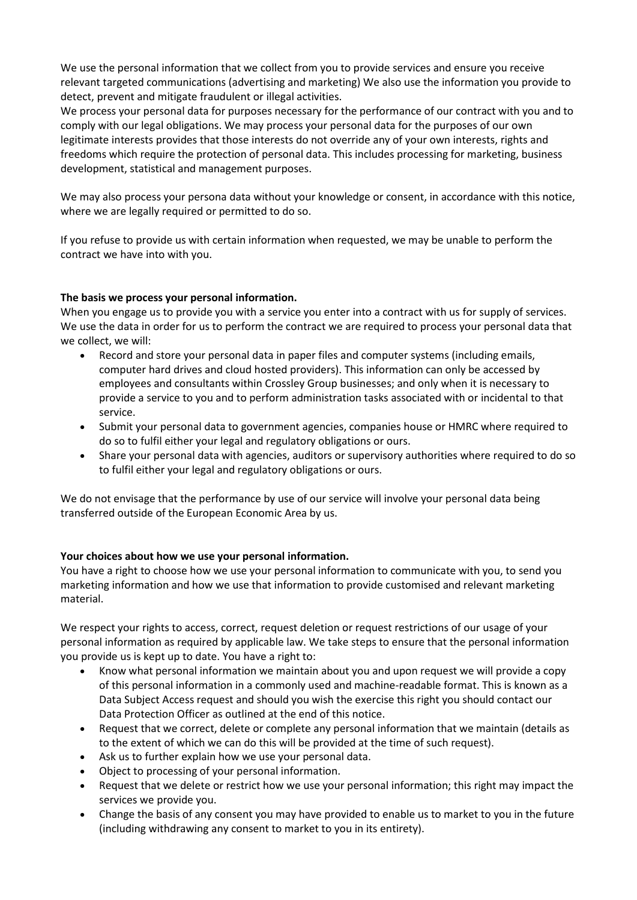We use the personal information that we collect from you to provide services and ensure you receive relevant targeted communications (advertising and marketing) We also use the information you provide to detect, prevent and mitigate fraudulent or illegal activities.
We process your personal data for purposes necessary for the performance of our contract with you and to comply with our legal obligations. We may process your personal data for the purposes of our own legitimate interests provides that those interests do not override any of your own interests, rights and freedoms which require the protection of personal data. This includes processing for marketing, business development, statistical and management purposes.

We may also process your persona data without your knowledge or consent, in accordance with this notice, where we are legally required or permitted to do so.

If you refuse to provide us with certain information when requested, we may be unable to perform the contract we have into with you.

**The basis we process your personal information.**
When you engage us to provide you with a service you enter into a contract with us for supply of services. We use the data in order for us to perform the contract we are required to process your personal data that we collect, we will:

- Record and store your personal data in paper files and computer systems (including emails, computer hard drives and cloud hosted providers). This information can only be accessed by employees and consultants within Crossley Group businesses; and only when it is necessary to provide a service to you and to perform administration tasks associated with or incidental to that service.
- Submit your personal data to government agencies, companies house or HMRC where required to do so to fulfil either your legal and regulatory obligations or ours.
- Share your personal data with agencies, auditors or supervisory authorities where required to do so to fulfil either your legal and regulatory obligations or ours.

We do not envisage that the performance by use of our service will involve your personal data being transferred outside of the European Economic Area by us.

**Your choices about how we use your personal information.**
You have a right to choose how we use your personal information to communicate with you, to send you marketing information and how we use that information to provide customised and relevant marketing material.

We respect your rights to access, correct, request deletion or request restrictions of our usage of your personal information as required by applicable law. We take steps to ensure that the personal information you provide us is kept up to date. You have a right to:

- Know what personal information we maintain about you and upon request we will provide a copy of this personal information in a commonly used and machine-readable format. This is known as a Data Subject Access request and should you wish the exercise this right you should contact our Data Protection Officer as outlined at the end of this notice.
- Request that we correct, delete or complete any personal information that we maintain (details as to the extent of which we can do this will be provided at the time of such request).
- Ask us to further explain how we use your personal data.
- Object to processing of your personal information.
- Request that we delete or restrict how we use your personal information; this right may impact the services we provide you.
- Change the basis of any consent you may have provided to enable us to market to you in the future (including withdrawing any consent to market to you in its entirety).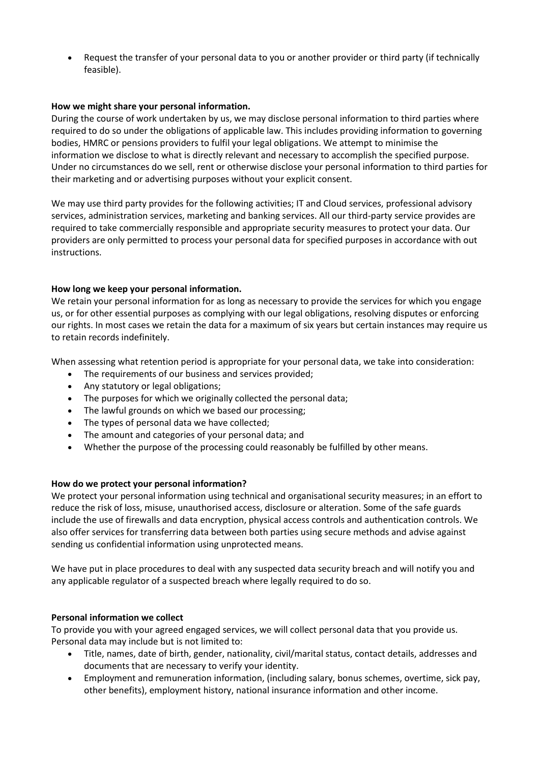- Request the transfer of your personal data to you or another provider or third party (if technically feasible).

**How we might share your personal information.**

During the course of work undertaken by us, we may disclose personal information to third parties where required to do so under the obligations of applicable law. This includes providing information to governing bodies, HMRC or pensions providers to fulfil your legal obligations. We attempt to minimise the information we disclose to what is directly relevant and necessary to accomplish the specified purpose. Under no circumstances do we sell, rent or otherwise disclose your personal information to third parties for their marketing and or advertising purposes without your explicit consent.

We may use third party provides for the following activities; IT and Cloud services, professional advisory services, administration services, marketing and banking services. All our third-party service provides are required to take commercially responsible and appropriate security measures to protect your data. Our providers are only permitted to process your personal data for specified purposes in accordance with out instructions.

**How long we keep your personal information.**

We retain your personal information for as long as necessary to provide the services for which you engage us, or for other essential purposes as complying with our legal obligations, resolving disputes or enforcing our rights. In most cases we retain the data for a maximum of six years but certain instances may require us to retain records indefinitely.

When assessing what retention period is appropriate for your personal data, we take into consideration:

- The requirements of our business and services provided;
- Any statutory or legal obligations;
- The purposes for which we originally collected the personal data;
- The lawful grounds on which we based our processing;
- The types of personal data we have collected;
- The amount and categories of your personal data; and
- Whether the purpose of the processing could reasonably be fulfilled by other means.

**How do we protect your personal information?**

We protect your personal information using technical and organisational security measures; in an effort to reduce the risk of loss, misuse, unauthorised access, disclosure or alteration. Some of the safe guards include the use of firewalls and data encryption, physical access controls and authentication controls. We also offer services for transferring data between both parties using secure methods and advise against sending us confidential information using unprotected means.

We have put in place procedures to deal with any suspected data security breach and will notify you and any applicable regulator of a suspected breach where legally required to do so.

**Personal information we collect**

To provide you with your agreed engaged services, we will collect personal data that you provide us. Personal data may include but is not limited to:

- Title, names, date of birth, gender, nationality, civil/marital status, contact details, addresses and documents that are necessary to verify your identity.
- Employment and remuneration information, (including salary, bonus schemes, overtime, sick pay, other benefits), employment history, national insurance information and other income.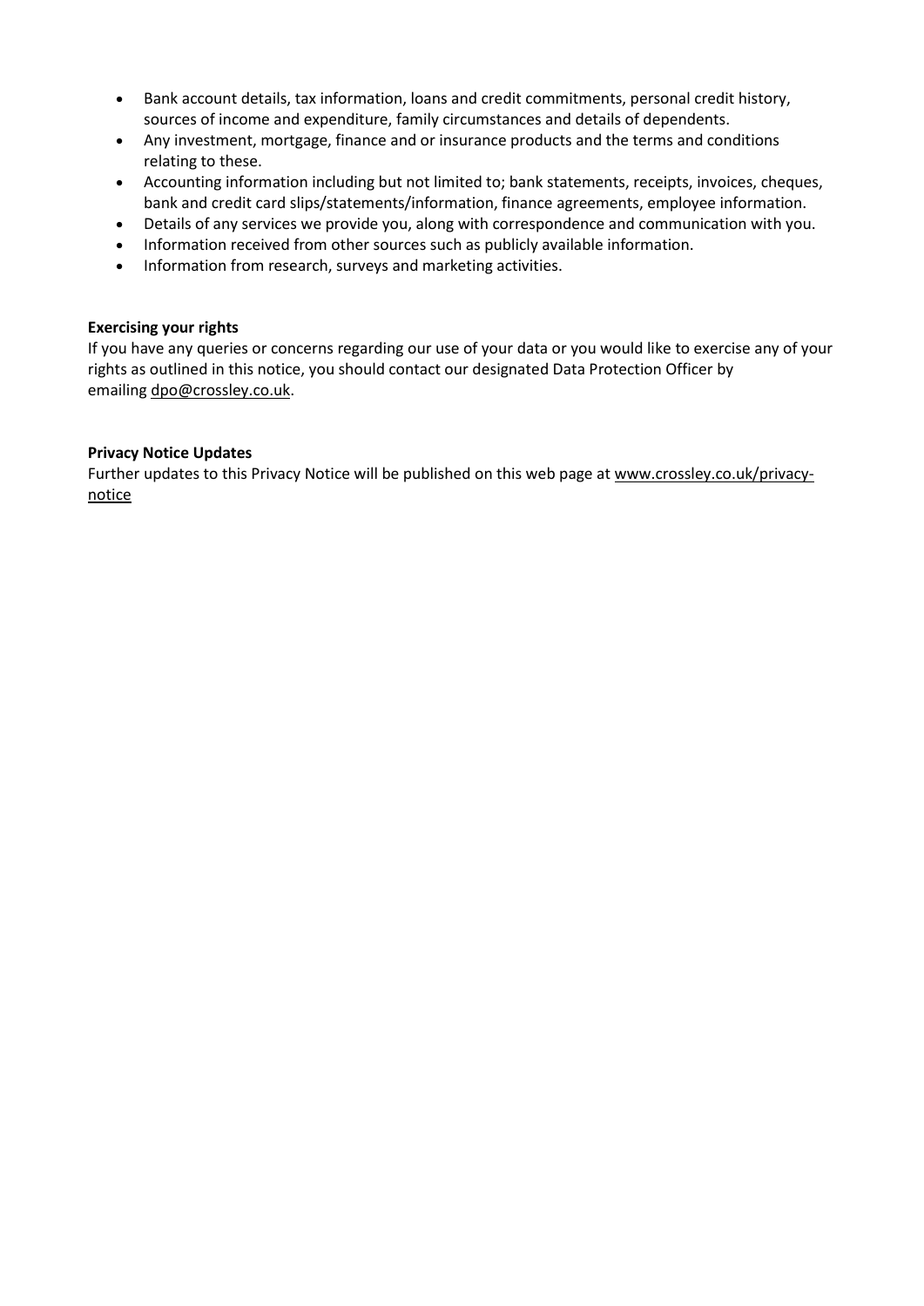- Bank account details, tax information, loans and credit commitments, personal credit history, sources of income and expenditure, family circumstances and details of dependents.
- Any investment, mortgage, finance and or insurance products and the terms and conditions relating to these.
- Accounting information including but not limited to; bank statements, receipts, invoices, cheques, bank and credit card slips/statements/information, finance agreements, employee information.
- Details of any services we provide you, along with correspondence and communication with you.
- Information received from other sources such as publicly available information.
- Information from research, surveys and marketing activities.

**Exercising your rights**

If you have any queries or concerns regarding our use of your data or you would like to exercise any of your rights as outlined in this notice, you should contact our designated Data Protection Officer by emailing dpo@crossley.co.uk.

**Privacy Notice Updates**

Further updates to this Privacy Notice will be published on this web page at www.crossley.co.uk/privacy-notice